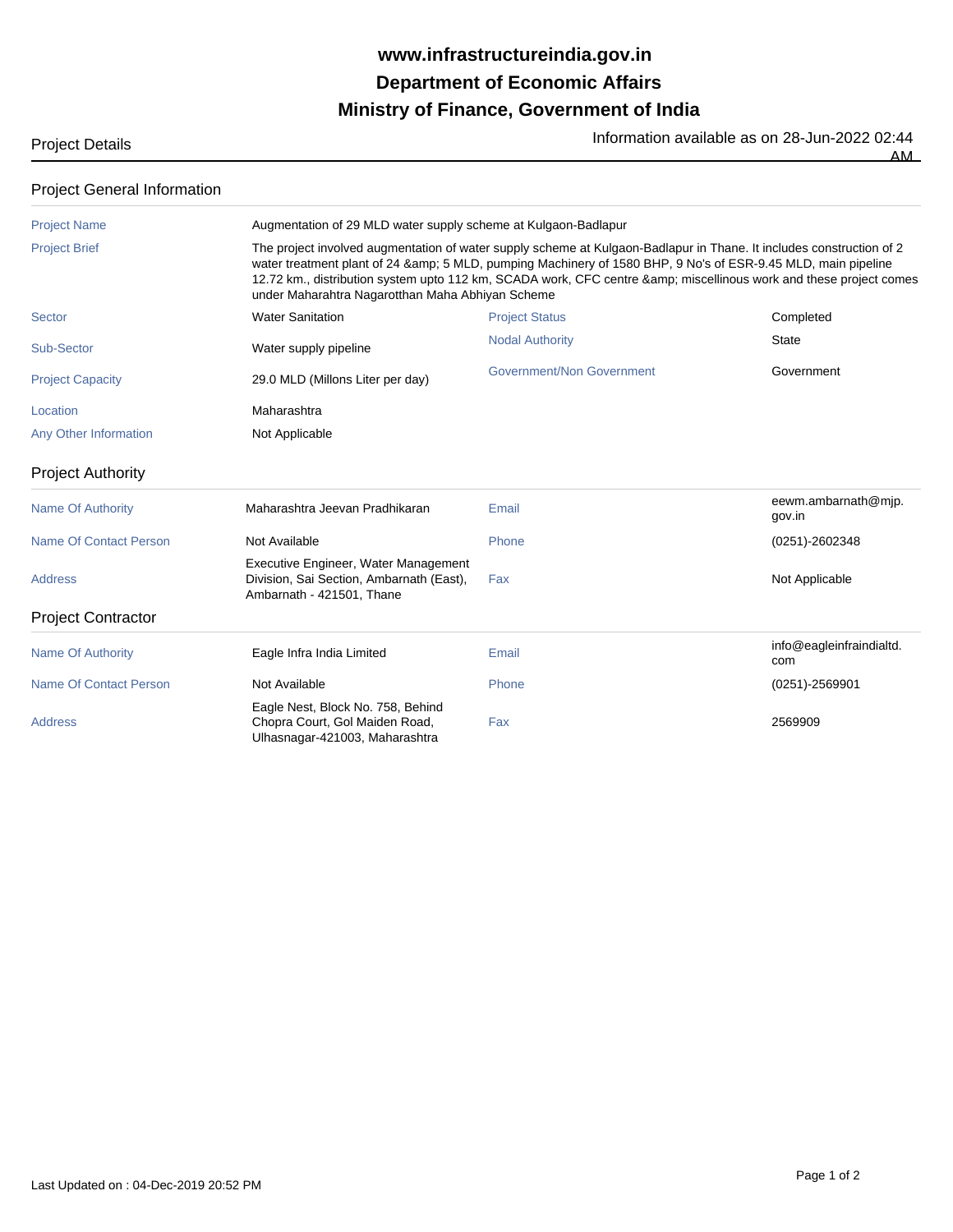# www.infrastructureindia.gov.in

# Department of Economic Affairs

# Ministry of Finance, Government of India

Project Details

Information available as on 28-Jun-2022 02:44 AM

## Project General Information

| | | | |
|---|---|---|---|
| Project Name | Augmentation of 29 MLD water supply scheme at Kulgaon-Badlapur | | |
| Project Brief | The project involved augmentation of water supply scheme at Kulgaon-Badlapur in Thane. It includes construction of 2 water treatment plant of 24 &amp; 5 MLD, pumping Machinery of 1580 BHP, 9 No's of ESR-9.45 MLD, main pipeline 12.72 km., distribution system upto 112 km, SCADA work, CFC centre &amp; miscellinous work and these project comes under Maharahtra Nagarotthan Maha Abhiyan Scheme | | |
| Sector | Water Sanitation | Project Status | Completed |
| Sub-Sector | Water supply pipeline | Nodal Authority | State |
| Project Capacity | 29.0 MLD (Millons Liter per day) | Government/Non Government | Government |
| Location | Maharashtra | | |
| Any Other Information | Not Applicable | | |

## Project Authority

| | | | |
|---|---|---|---|
| Name Of Authority | Maharashtra Jeevan Pradhikaran | Email | eewm.ambarnath@mjp.gov.in |
| Name Of Contact Person | Not Available | Phone | (0251)-2602348 |
| Address | Executive Engineer, Water Management Division, Sai Section, Ambarnath (East), Ambarnath - 421501, Thane | Fax | Not Applicable |

## Project Contractor

| | | | |
|---|---|---|---|
| Name Of Authority | Eagle Infra India Limited | Email | info@eagleinfraindialtd.com |
| Name Of Contact Person | Not Available | Phone | (0251)-2569901 |
| Address | Eagle Nest, Block No. 758, Behind Chopra Court, Gol Maiden Road, Ulhasnagar-421003, Maharashtra | Fax | 2569909 |

Last Updated on : 04-Dec-2019 20:52 PM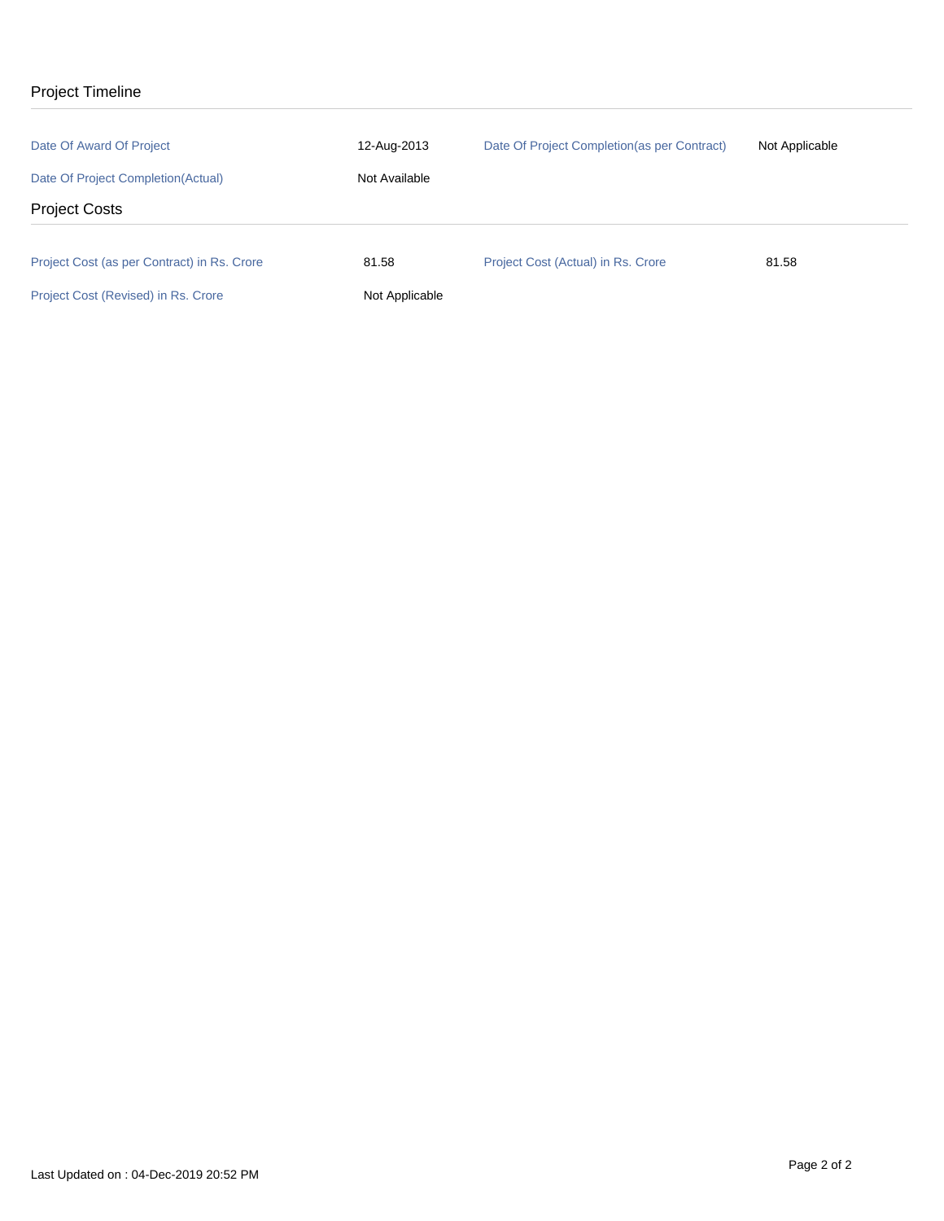## Project Timeline

| | | | |
|---|---|---|---|
| Date Of Award Of Project | 12-Aug-2013 | Date Of Project Completion(as per Contract) | Not Applicable |
| Date Of Project Completion(Actual) | Not Available | | |

## Project Costs

| | | | |
|---|---|---|---|
| Project Cost (as per Contract) in Rs. Crore | 81.58 | Project Cost (Actual) in Rs. Crore | 81.58 |
| Project Cost (Revised) in Rs. Crore | Not Applicable | | |

Last Updated on : 04-Dec-2019 20:52 PM